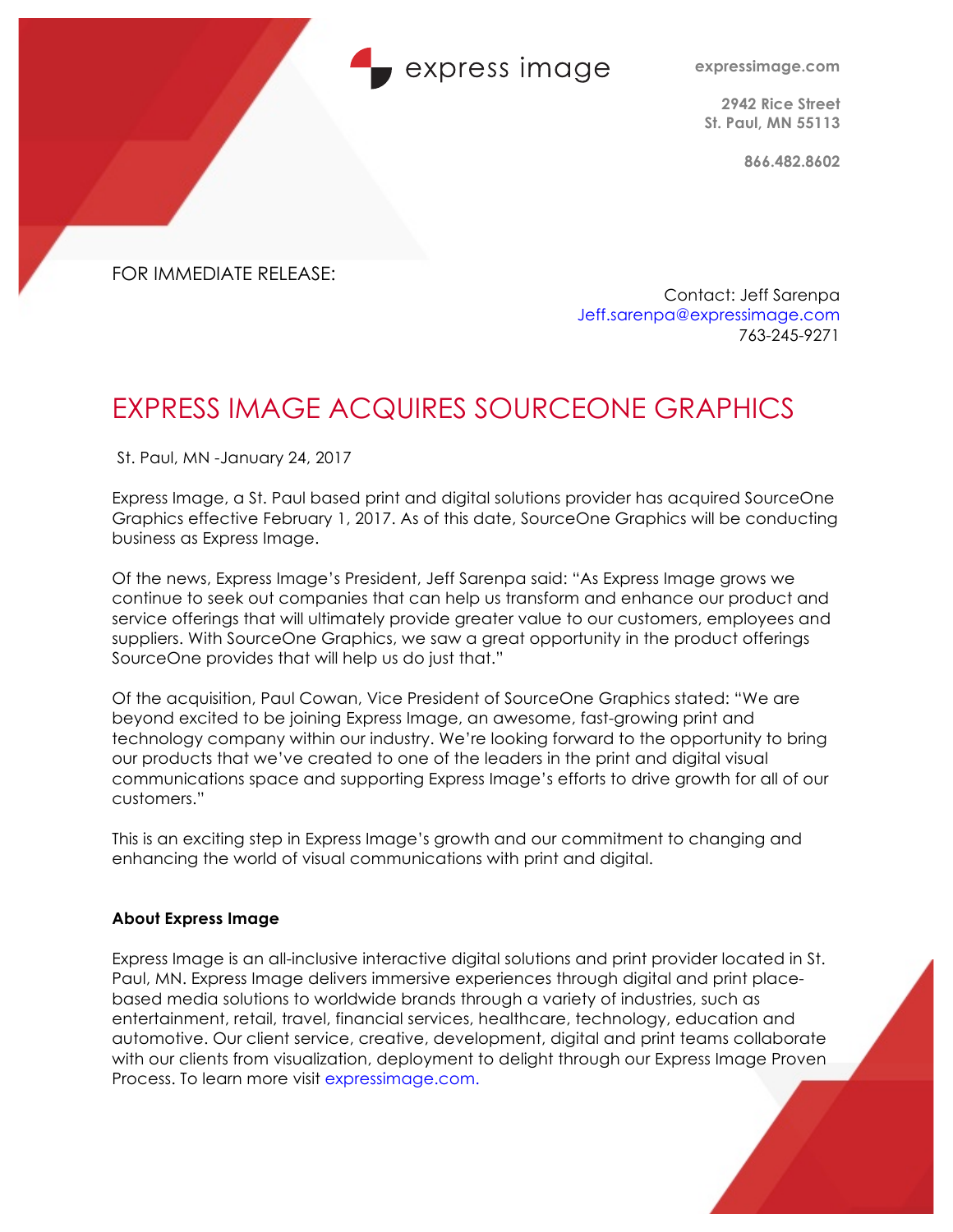express image

expressimage.com

2942 Rice Street
St. Paul, MN 55113

866.482.8602

FOR IMMEDIATE RELEASE:

Contact: Jeff Sarenpa
Jeff.sarenpa@expressimage.com
763-245-9271

# EXPRESS IMAGE ACQUIRES SOURCEONE GRAPHICS

St. Paul, MN -January 24, 2017

Express Image, a St. Paul based print and digital solutions provider has acquired SourceOne Graphics effective February 1, 2017. As of this date, SourceOne Graphics will be conducting business as Express Image.

Of the news, Express Image's President, Jeff Sarenpa said: "As Express Image grows we continue to seek out companies that can help us transform and enhance our product and service offerings that will ultimately provide greater value to our customers, employees and suppliers. With SourceOne Graphics, we saw a great opportunity in the product offerings SourceOne provides that will help us do just that."

Of the acquisition, Paul Cowan, Vice President of SourceOne Graphics stated: "We are beyond excited to be joining Express Image, an awesome, fast-growing print and technology company within our industry. We're looking forward to the opportunity to bring our products that we've created to one of the leaders in the print and digital visual communications space and supporting Express Image's efforts to drive growth for all of our customers."

This is an exciting step in Express Image's growth and our commitment to changing and enhancing the world of visual communications with print and digital.

**About Express Image**

Express Image is an all-inclusive interactive digital solutions and print provider located in St. Paul, MN. Express Image delivers immersive experiences through digital and print place-based media solutions to worldwide brands through a variety of industries, such as entertainment, retail, travel, financial services, healthcare, technology, education and automotive. Our client service, creative, development, digital and print teams collaborate with our clients from visualization, deployment to delight through our Express Image Proven Process. To learn more visit expressimage.com.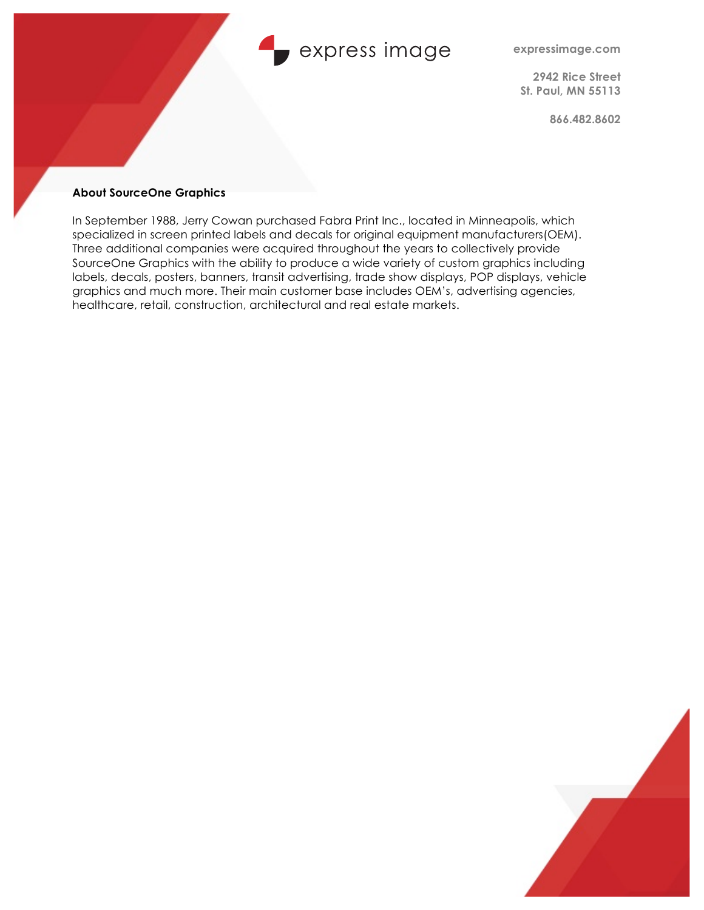express image

expressimage.com

2942 Rice Street
St. Paul, MN 55113

866.482.8602

**About SourceOne Graphics**

In September 1988, Jerry Cowan purchased Fabra Print Inc., located in Minneapolis, which specialized in screen printed labels and decals for original equipment manufacturers(OEM). Three additional companies were acquired throughout the years to collectively provide SourceOne Graphics with the ability to produce a wide variety of custom graphics including labels, decals, posters, banners, transit advertising, trade show displays, POP displays, vehicle graphics and much more. Their main customer base includes OEM's, advertising agencies, healthcare, retail, construction, architectural and real estate markets.